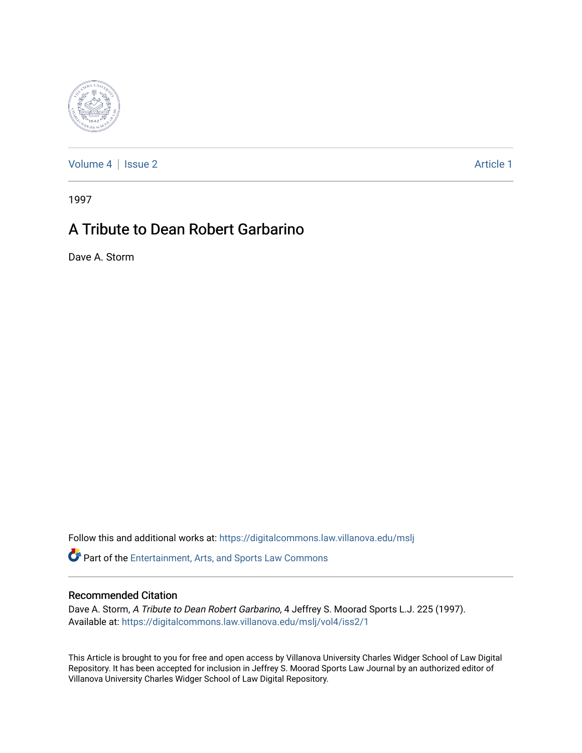Volume 4 | Issue 2 Article 1

1997

# A Tribute to Dean Robert Garbarino

Dave A. Storm

Follow this and additional works at: https://digitalcommons.law.villanova.edu/mslj

Part of the Entertainment, Arts, and Sports Law Commons

## Recommended Citation

Dave A. Storm, *A Tribute to Dean Robert Garbarino*, 4 Jeffrey S. Moorad Sports L.J. 225 (1997).
Available at: https://digitalcommons.law.villanova.edu/mslj/vol4/iss2/1

This Article is brought to you for free and open access by Villanova University Charles Widger School of Law Digital Repository. It has been accepted for inclusion in Jeffrey S. Moorad Sports Law Journal by an authorized editor of Villanova University Charles Widger School of Law Digital Repository.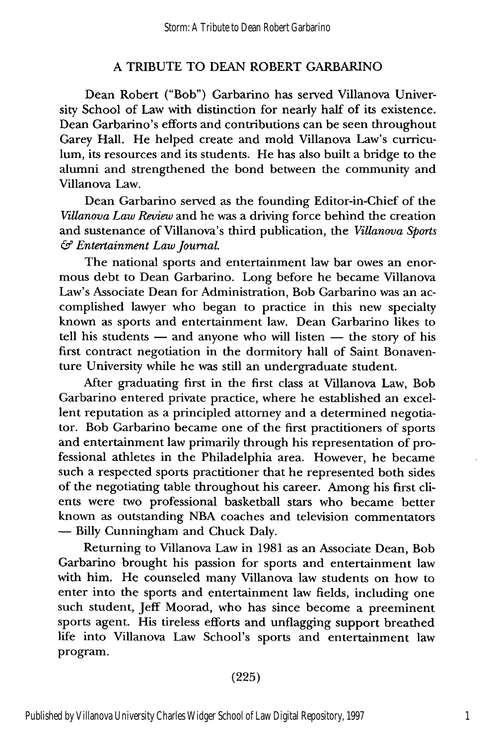## A TRIBUTE TO DEAN ROBERT GARBARINO

Dean Robert ("Bob") Garbarino has served Villanova University School of Law with distinction for nearly half of its existence. Dean Garbarino's efforts and contributions can be seen throughout Garey Hall. He helped create and mold Villanova Law's curriculum, its resources and its students. He has also built a bridge to the alumni and strengthened the bond between the community and Villanova Law.

Dean Garbarino served as the founding Editor-in-Chief of the *Villanova Law Review* and he was a driving force behind the creation and sustenance of Villanova's third publication, the *Villanova Sports & Entertainment Law Journal.*

The national sports and entertainment law bar owes an enormous debt to Dean Garbarino. Long before he became Villanova Law's Associate Dean for Administration, Bob Garbarino was an accomplished lawyer who began to practice in this new specialty known as sports and entertainment law. Dean Garbarino likes to tell his students — and anyone who will listen — the story of his first contract negotiation in the dormitory hall of Saint Bonaventure University while he was still an undergraduate student.

After graduating first in the first class at Villanova Law, Bob Garbarino entered private practice, where he established an excellent reputation as a principled attorney and a determined negotiator. Bob Garbarino became one of the first practitioners of sports and entertainment law primarily through his representation of professional athletes in the Philadelphia area. However, he became such a respected sports practitioner that he represented both sides of the negotiating table throughout his career. Among his first clients were two professional basketball stars who became better known as outstanding NBA coaches and television commentators — Billy Cunningham and Chuck Daly.

Returning to Villanova Law in 1981 as an Associate Dean, Bob Garbarino brought his passion for sports and entertainment law with him. He counseled many Villanova law students on how to enter into the sports and entertainment law fields, including one such student, Jeff Moorad, who has since become a preeminent sports agent. His tireless efforts and unflagging support breathed life into Villanova Law School's sports and entertainment law program.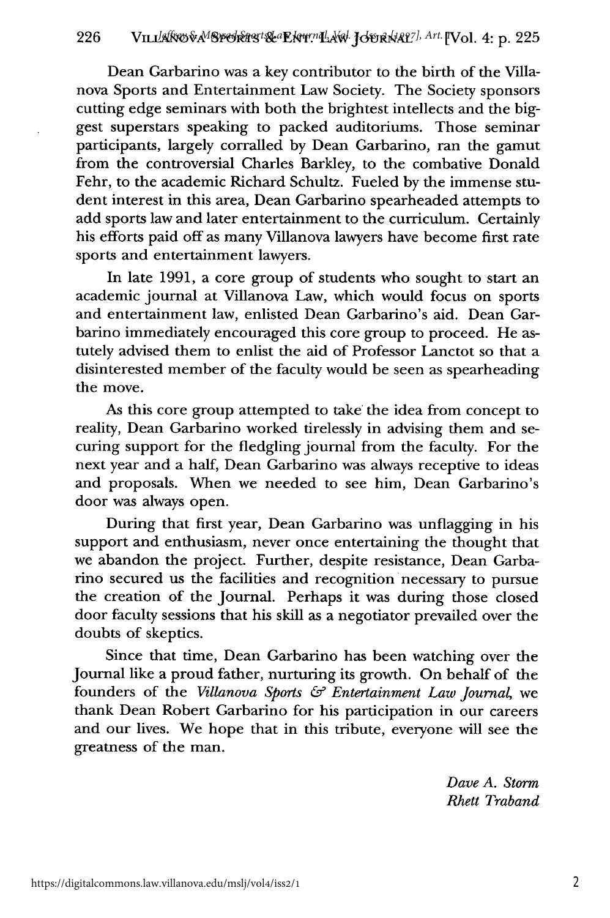Dean Garbarino was a key contributor to the birth of the Villanova Sports and Entertainment Law Society. The Society sponsors cutting edge seminars with both the brightest intellects and the biggest superstars speaking to packed auditoriums. Those seminar participants, largely corralled by Dean Garbarino, ran the gamut from the controversial Charles Barkley, to the combative Donald Fehr, to the academic Richard Schultz. Fueled by the immense student interest in this area, Dean Garbarino spearheaded attempts to add sports law and later entertainment to the curriculum. Certainly his efforts paid off as many Villanova lawyers have become first rate sports and entertainment lawyers.

In late 1991, a core group of students who sought to start an academic journal at Villanova Law, which would focus on sports and entertainment law, enlisted Dean Garbarino's aid. Dean Garbarino immediately encouraged this core group to proceed. He astutely advised them to enlist the aid of Professor Lanctot so that a disinterested member of the faculty would be seen as spearheading the move.

As this core group attempted to take the idea from concept to reality, Dean Garbarino worked tirelessly in advising them and securing support for the fledgling journal from the faculty. For the next year and a half, Dean Garbarino was always receptive to ideas and proposals. When we needed to see him, Dean Garbarino's door was always open.

During that first year, Dean Garbarino was unflagging in his support and enthusiasm, never once entertaining the thought that we abandon the project. Further, despite resistance, Dean Garbarino secured us the facilities and recognition necessary to pursue the creation of the Journal. Perhaps it was during those closed door faculty sessions that his skill as a negotiator prevailed over the doubts of skeptics.

Since that time, Dean Garbarino has been watching over the Journal like a proud father, nurturing its growth. On behalf of the founders of the *Villanova Sports & Entertainment Law Journal*, we thank Dean Robert Garbarino for his participation in our careers and our lives. We hope that in this tribute, everyone will see the greatness of the man.

*Dave A. Storm*
*Rhett Traband*